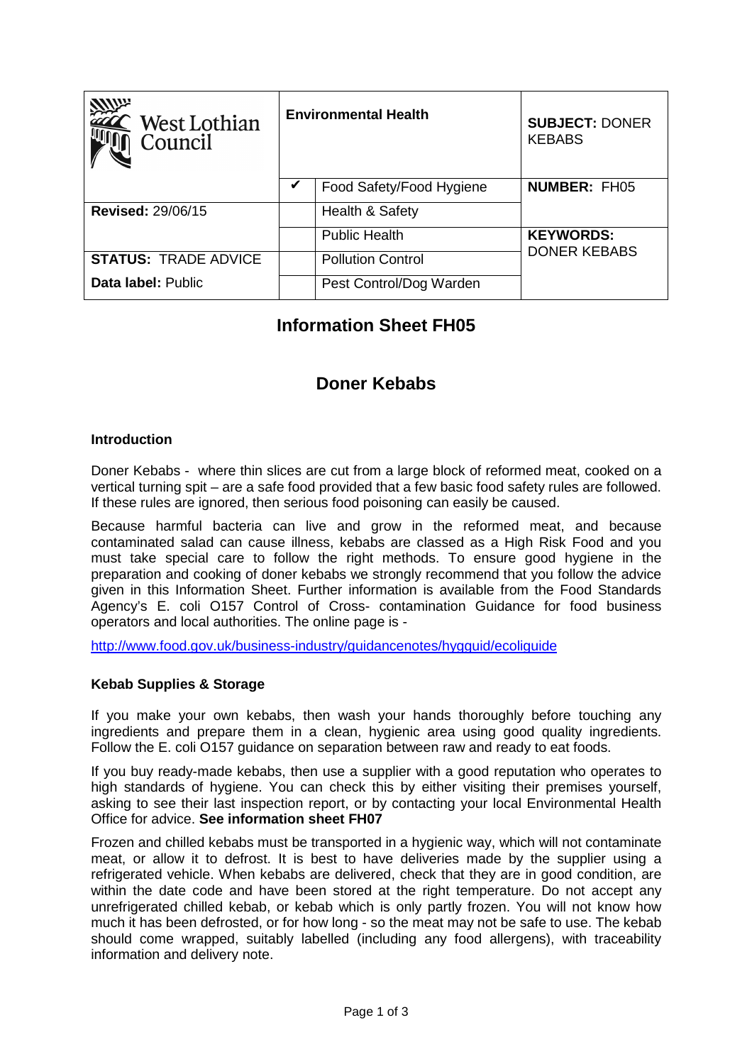| West Lothian Council | Environmental Health | | SUBJECT: DONER KEBABS |
|---|---|---|---|
| | ✔ | Food Safety/Food Hygiene | **NUMBER:** FH05 |
| **Revised:** 29/06/15 | | Health & Safety | |
| | | Public Health | **KEYWORDS:** DONER KEBABS |
| **STATUS:** TRADE ADVICE | | Pollution Control | |
| **Data label:** Public | | Pest Control/Dog Warden | |

# Information Sheet FH05

## Doner Kebabs

### Introduction

Doner Kebabs - where thin slices are cut from a large block of reformed meat, cooked on a vertical turning spit – are a safe food provided that a few basic food safety rules are followed. If these rules are ignored, then serious food poisoning can easily be caused.

Because harmful bacteria can live and grow in the reformed meat, and because contaminated salad can cause illness, kebabs are classed as a High Risk Food and you must take special care to follow the right methods. To ensure good hygiene in the preparation and cooking of doner kebabs we strongly recommend that you follow the advice given in this Information Sheet. Further information is available from the Food Standards Agency's E. coli O157 Control of Cross- contamination Guidance for food business operators and local authorities. The online page is -

http://www.food.gov.uk/business-industry/guidancenotes/hygguid/ecoliguide

### Kebab Supplies & Storage

If you make your own kebabs, then wash your hands thoroughly before touching any ingredients and prepare them in a clean, hygienic area using good quality ingredients. Follow the E. coli O157 guidance on separation between raw and ready to eat foods.

If you buy ready-made kebabs, then use a supplier with a good reputation who operates to high standards of hygiene. You can check this by either visiting their premises yourself, asking to see their last inspection report, or by contacting your local Environmental Health Office for advice. **See information sheet FH07**

Frozen and chilled kebabs must be transported in a hygienic way, which will not contaminate meat, or allow it to defrost. It is best to have deliveries made by the supplier using a refrigerated vehicle. When kebabs are delivered, check that they are in good condition, are within the date code and have been stored at the right temperature. Do not accept any unrefrigerated chilled kebab, or kebab which is only partly frozen. You will not know how much it has been defrosted, or for how long - so the meat may not be safe to use. The kebab should come wrapped, suitably labelled (including any food allergens), with traceability information and delivery note.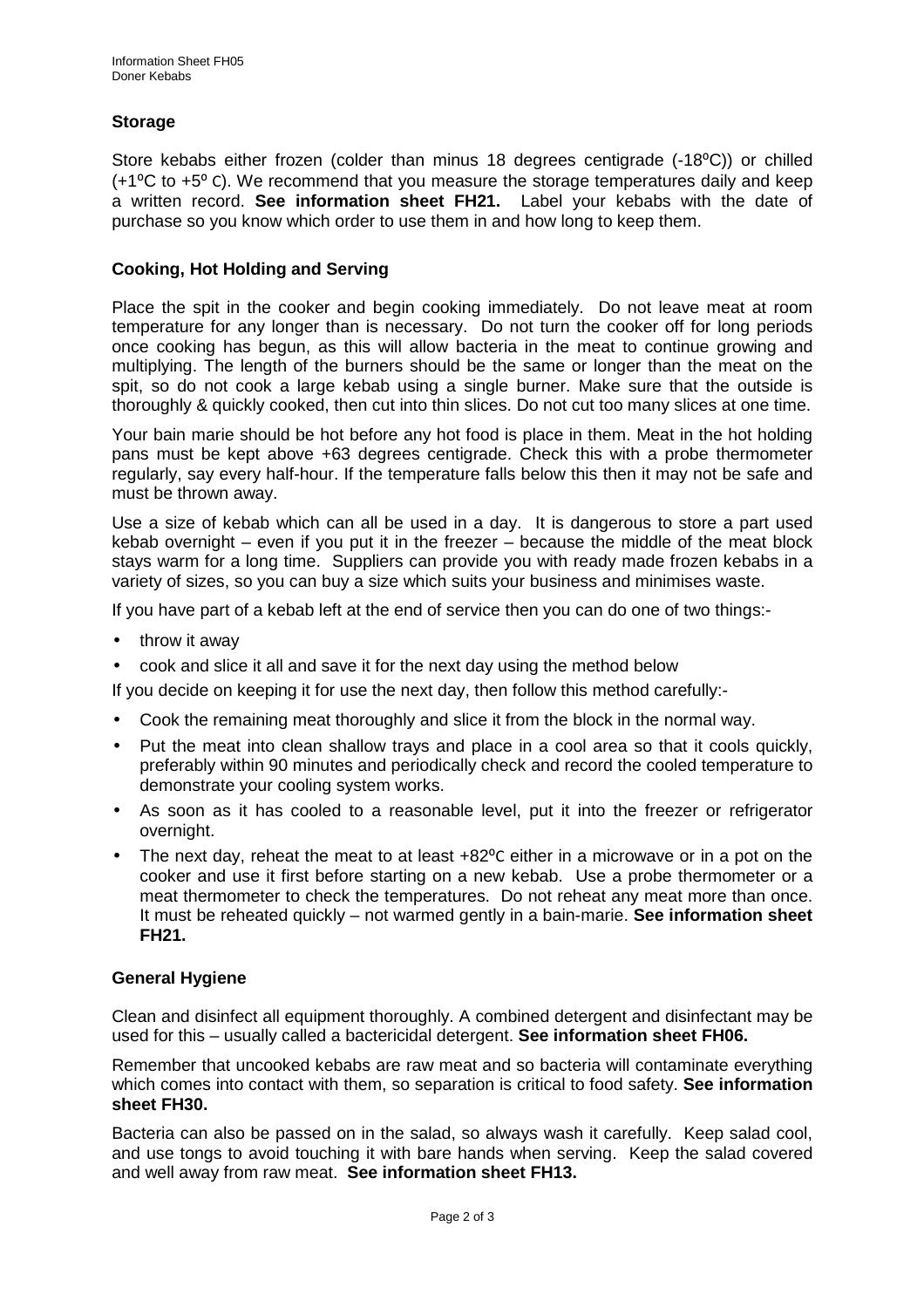## Storage

Store kebabs either frozen (colder than minus 18 degrees centigrade (-18ºC)) or chilled (+1ºC to +5º C). We recommend that you measure the storage temperatures daily and keep a written record. **See information sheet FH21.** Label your kebabs with the date of purchase so you know which order to use them in and how long to keep them.

## Cooking, Hot Holding and Serving

Place the spit in the cooker and begin cooking immediately. Do not leave meat at room temperature for any longer than is necessary. Do not turn the cooker off for long periods once cooking has begun, as this will allow bacteria in the meat to continue growing and multiplying. The length of the burners should be the same or longer than the meat on the spit, so do not cook a large kebab using a single burner. Make sure that the outside is thoroughly & quickly cooked, then cut into thin slices. Do not cut too many slices at one time.

Your bain marie should be hot before any hot food is place in them. Meat in the hot holding pans must be kept above +63 degrees centigrade. Check this with a probe thermometer regularly, say every half-hour. If the temperature falls below this then it may not be safe and must be thrown away.

Use a size of kebab which can all be used in a day. It is dangerous to store a part used kebab overnight – even if you put it in the freezer – because the middle of the meat block stays warm for a long time. Suppliers can provide you with ready made frozen kebabs in a variety of sizes, so you can buy a size which suits your business and minimises waste.

If you have part of a kebab left at the end of service then you can do one of two things:-

- throw it away
- cook and slice it all and save it for the next day using the method below

If you decide on keeping it for use the next day, then follow this method carefully:-

- Cook the remaining meat thoroughly and slice it from the block in the normal way.
- Put the meat into clean shallow trays and place in a cool area so that it cools quickly, preferably within 90 minutes and periodically check and record the cooled temperature to demonstrate your cooling system works.
- As soon as it has cooled to a reasonable level, put it into the freezer or refrigerator overnight.
- The next day, reheat the meat to at least +82ºC either in a microwave or in a pot on the cooker and use it first before starting on a new kebab. Use a probe thermometer or a meat thermometer to check the temperatures. Do not reheat any meat more than once. It must be reheated quickly – not warmed gently in a bain-marie. **See information sheet FH21.**

## General Hygiene

Clean and disinfect all equipment thoroughly. A combined detergent and disinfectant may be used for this – usually called a bactericidal detergent. **See information sheet FH06.**

Remember that uncooked kebabs are raw meat and so bacteria will contaminate everything which comes into contact with them, so separation is critical to food safety. **See information sheet FH30.**

Bacteria can also be passed on in the salad, so always wash it carefully. Keep salad cool, and use tongs to avoid touching it with bare hands when serving. Keep the salad covered and well away from raw meat. **See information sheet FH13.**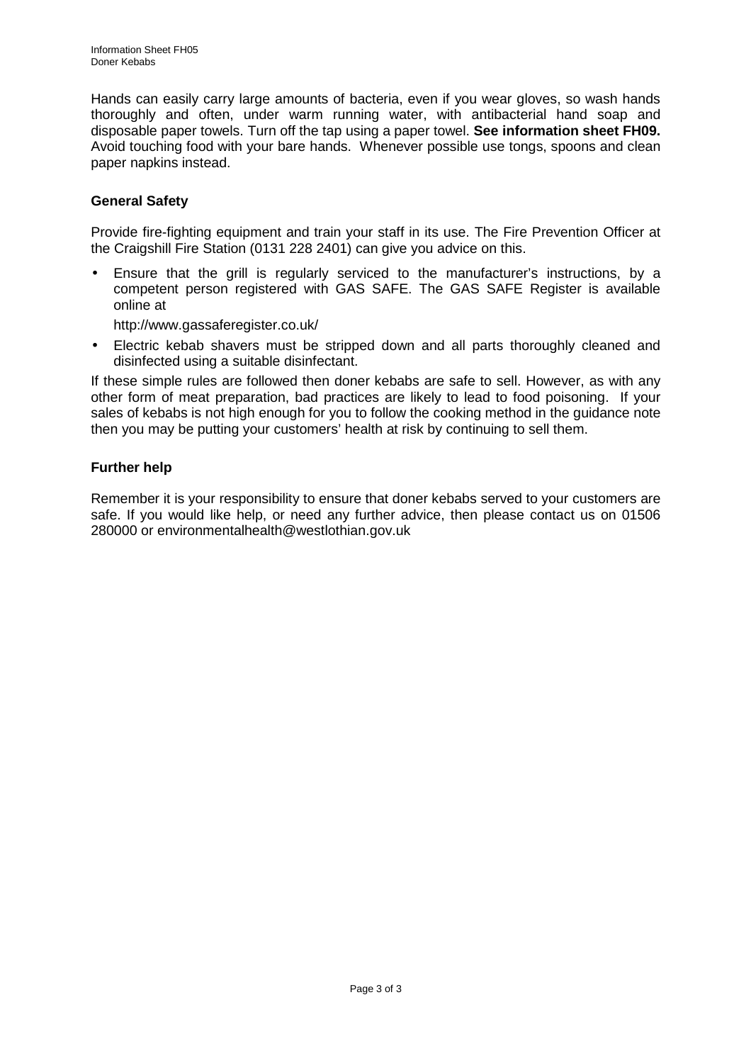Hands can easily carry large amounts of bacteria, even if you wear gloves, so wash hands thoroughly and often, under warm running water, with antibacterial hand soap and disposable paper towels. Turn off the tap using a paper towel. **See information sheet FH09.** Avoid touching food with your bare hands. Whenever possible use tongs, spoons and clean paper napkins instead.

## General Safety

Provide fire-fighting equipment and train your staff in its use. The Fire Prevention Officer at the Craigshill Fire Station (0131 228 2401) can give you advice on this.

- Ensure that the grill is regularly serviced to the manufacturer's instructions, by a competent person registered with GAS SAFE. The GAS SAFE Register is available online at

  http://www.gassaferegister.co.uk/

- Electric kebab shavers must be stripped down and all parts thoroughly cleaned and disinfected using a suitable disinfectant.

If these simple rules are followed then doner kebabs are safe to sell. However, as with any other form of meat preparation, bad practices are likely to lead to food poisoning. If your sales of kebabs is not high enough for you to follow the cooking method in the guidance note then you may be putting your customers' health at risk by continuing to sell them.

## Further help

Remember it is your responsibility to ensure that doner kebabs served to your customers are safe. If you would like help, or need any further advice, then please contact us on 01506 280000 or environmentalhealth@westlothian.gov.uk